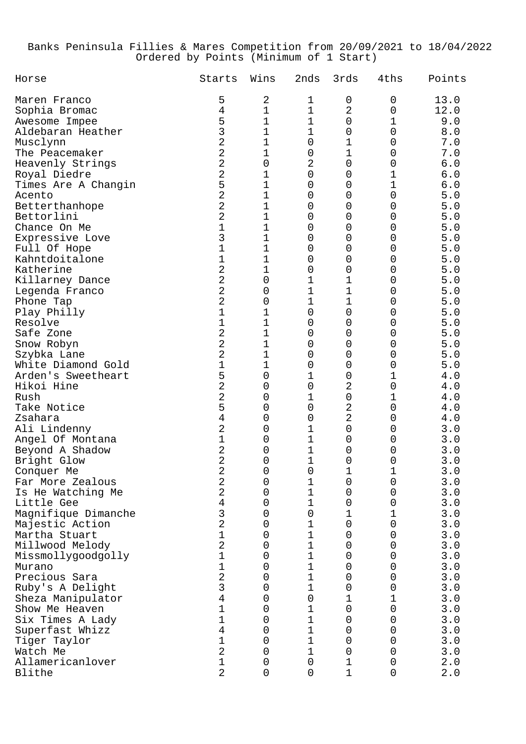Banks Peninsula Fillies & Mares Competition from 20/09/2021 to 18/04/2022
Ordered by Points (Minimum of 1 Start)

| Horse | Starts | Wins | 2nds | 3rds | 4ths | Points |
|---|---|---|---|---|---|---|
| Maren Franco | 5 | 2 | 1 | 0 | 0 | 13.0 |
| Sophia Bromac | 4 | 1 | 1 | 2 | 0 | 12.0 |
| Awesome Impee | 5 | 1 | 1 | 0 | 1 | 9.0 |
| Aldebaran Heather | 3 | 1 | 1 | 0 | 0 | 8.0 |
| Musclynn | 2 | 1 | 0 | 1 | 0 | 7.0 |
| The Peacemaker | 2 | 1 | 0 | 1 | 0 | 7.0 |
| Heavenly Strings | 2 | 0 | 2 | 0 | 0 | 6.0 |
| Royal Diedre | 2 | 1 | 0 | 0 | 1 | 6.0 |
| Times Are A Changin | 5 | 1 | 0 | 0 | 1 | 6.0 |
| Acento | 2 | 1 | 0 | 0 | 0 | 5.0 |
| Betterthanhope | 2 | 1 | 0 | 0 | 0 | 5.0 |
| Bettorlini | 2 | 1 | 0 | 0 | 0 | 5.0 |
| Chance On Me | 1 | 1 | 0 | 0 | 0 | 5.0 |
| Expressive Love | 3 | 1 | 0 | 0 | 0 | 5.0 |
| Full Of Hope | 1 | 1 | 0 | 0 | 0 | 5.0 |
| Kahntdoitalone | 1 | 1 | 0 | 0 | 0 | 5.0 |
| Katherine | 2 | 1 | 0 | 0 | 0 | 5.0 |
| Killarney Dance | 2 | 0 | 1 | 1 | 0 | 5.0 |
| Legenda Franco | 2 | 0 | 1 | 1 | 0 | 5.0 |
| Phone Tap | 2 | 0 | 1 | 1 | 0 | 5.0 |
| Play Philly | 1 | 1 | 0 | 0 | 0 | 5.0 |
| Resolve | 1 | 1 | 0 | 0 | 0 | 5.0 |
| Safe Zone | 2 | 1 | 0 | 0 | 0 | 5.0 |
| Snow Robyn | 2 | 1 | 0 | 0 | 0 | 5.0 |
| Szybka Lane | 2 | 1 | 0 | 0 | 0 | 5.0 |
| White Diamond Gold | 1 | 1 | 0 | 0 | 0 | 5.0 |
| Arden's Sweetheart | 5 | 0 | 1 | 0 | 1 | 4.0 |
| Hikoi Hine | 2 | 0 | 0 | 2 | 0 | 4.0 |
| Rush | 2 | 0 | 1 | 0 | 1 | 4.0 |
| Take Notice | 5 | 0 | 0 | 2 | 0 | 4.0 |
| Zsahara | 4 | 0 | 0 | 2 | 0 | 4.0 |
| Ali Lindenny | 2 | 0 | 1 | 0 | 0 | 3.0 |
| Angel Of Montana | 1 | 0 | 1 | 0 | 0 | 3.0 |
| Beyond A Shadow | 2 | 0 | 1 | 0 | 0 | 3.0 |
| Bright Glow | 2 | 0 | 1 | 0 | 0 | 3.0 |
| Conquer Me | 2 | 0 | 0 | 1 | 1 | 3.0 |
| Far More Zealous | 2 | 0 | 1 | 0 | 0 | 3.0 |
| Is He Watching Me | 2 | 0 | 1 | 0 | 0 | 3.0 |
| Little Gee | 4 | 0 | 1 | 0 | 0 | 3.0 |
| Magnifique Dimanche | 3 | 0 | 0 | 1 | 1 | 3.0 |
| Majestic Action | 2 | 0 | 1 | 0 | 0 | 3.0 |
| Martha Stuart | 1 | 0 | 1 | 0 | 0 | 3.0 |
| Millwood Melody | 2 | 0 | 1 | 0 | 0 | 3.0 |
| Missmollygoodgolly | 1 | 0 | 1 | 0 | 0 | 3.0 |
| Murano | 1 | 0 | 1 | 0 | 0 | 3.0 |
| Precious Sara | 2 | 0 | 1 | 0 | 0 | 3.0 |
| Ruby's A Delight | 3 | 0 | 1 | 0 | 0 | 3.0 |
| Sheza Manipulator | 4 | 0 | 0 | 1 | 1 | 3.0 |
| Show Me Heaven | 1 | 0 | 1 | 0 | 0 | 3.0 |
| Six Times A Lady | 1 | 0 | 1 | 0 | 0 | 3.0 |
| Superfast Whizz | 4 | 0 | 1 | 0 | 0 | 3.0 |
| Tiger Taylor | 1 | 0 | 1 | 0 | 0 | 3.0 |
| Watch Me | 2 | 0 | 1 | 0 | 0 | 3.0 |
| Allamericanlover | 1 | 0 | 0 | 1 | 0 | 2.0 |
| Blithe | 2 | 0 | 0 | 1 | 0 | 2.0 |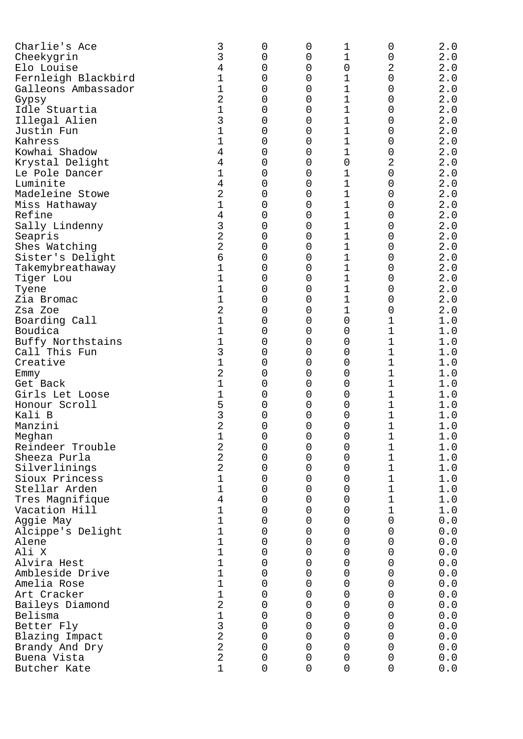| | | | | | | |
|---|---|---|---|---|---|---|
| Charlie's Ace | 3 | 0 | 0 | 1 | 0 | 2.0 |
| Cheekygrin | 3 | 0 | 0 | 1 | 0 | 2.0 |
| Elo Louise | 4 | 0 | 0 | 0 | 2 | 2.0 |
| Fernleigh Blackbird | 1 | 0 | 0 | 1 | 0 | 2.0 |
| Galleons Ambassador | 1 | 0 | 0 | 1 | 0 | 2.0 |
| Gypsy | 2 | 0 | 0 | 1 | 0 | 2.0 |
| Idle Stuartia | 1 | 0 | 0 | 1 | 0 | 2.0 |
| Illegal Alien | 3 | 0 | 0 | 1 | 0 | 2.0 |
| Justin Fun | 1 | 0 | 0 | 1 | 0 | 2.0 |
| Kahress | 1 | 0 | 0 | 1 | 0 | 2.0 |
| Kowhai Shadow | 4 | 0 | 0 | 1 | 0 | 2.0 |
| Krystal Delight | 4 | 0 | 0 | 0 | 2 | 2.0 |
| Le Pole Dancer | 1 | 0 | 0 | 1 | 0 | 2.0 |
| Luminite | 4 | 0 | 0 | 1 | 0 | 2.0 |
| Madeleine Stowe | 2 | 0 | 0 | 1 | 0 | 2.0 |
| Miss Hathaway | 1 | 0 | 0 | 1 | 0 | 2.0 |
| Refine | 4 | 0 | 0 | 1 | 0 | 2.0 |
| Sally Lindenny | 3 | 0 | 0 | 1 | 0 | 2.0 |
| Seapris | 2 | 0 | 0 | 1 | 0 | 2.0 |
| Shes Watching | 2 | 0 | 0 | 1 | 0 | 2.0 |
| Sister's Delight | 6 | 0 | 0 | 1 | 0 | 2.0 |
| Takemybreathaway | 1 | 0 | 0 | 1 | 0 | 2.0 |
| Tiger Lou | 1 | 0 | 0 | 1 | 0 | 2.0 |
| Tyene | 1 | 0 | 0 | 1 | 0 | 2.0 |
| Zia Bromac | 1 | 0 | 0 | 1 | 0 | 2.0 |
| Zsa Zoe | 2 | 0 | 0 | 1 | 0 | 2.0 |
| Boarding Call | 1 | 0 | 0 | 0 | 1 | 1.0 |
| Boudica | 1 | 0 | 0 | 0 | 1 | 1.0 |
| Buffy Northstains | 1 | 0 | 0 | 0 | 1 | 1.0 |
| Call This Fun | 3 | 0 | 0 | 0 | 1 | 1.0 |
| Creative | 1 | 0 | 0 | 0 | 1 | 1.0 |
| Emmy | 2 | 0 | 0 | 0 | 1 | 1.0 |
| Get Back | 1 | 0 | 0 | 0 | 1 | 1.0 |
| Girls Let Loose | 1 | 0 | 0 | 0 | 1 | 1.0 |
| Honour Scroll | 5 | 0 | 0 | 0 | 1 | 1.0 |
| Kali B | 3 | 0 | 0 | 0 | 1 | 1.0 |
| Manzini | 2 | 0 | 0 | 0 | 1 | 1.0 |
| Meghan | 1 | 0 | 0 | 0 | 1 | 1.0 |
| Reindeer Trouble | 2 | 0 | 0 | 0 | 1 | 1.0 |
| Sheeza Purla | 2 | 0 | 0 | 0 | 1 | 1.0 |
| Silverlinings | 2 | 0 | 0 | 0 | 1 | 1.0 |
| Sioux Princess | 1 | 0 | 0 | 0 | 1 | 1.0 |
| Stellar Arden | 1 | 0 | 0 | 0 | 1 | 1.0 |
| Tres Magnifique | 4 | 0 | 0 | 0 | 1 | 1.0 |
| Vacation Hill | 1 | 0 | 0 | 0 | 1 | 1.0 |
| Aggie May | 1 | 0 | 0 | 0 | 0 | 0.0 |
| Alcippe's Delight | 1 | 0 | 0 | 0 | 0 | 0.0 |
| Alene | 1 | 0 | 0 | 0 | 0 | 0.0 |
| Ali X | 1 | 0 | 0 | 0 | 0 | 0.0 |
| Alvira Hest | 1 | 0 | 0 | 0 | 0 | 0.0 |
| Ambleside Drive | 1 | 0 | 0 | 0 | 0 | 0.0 |
| Amelia Rose | 1 | 0 | 0 | 0 | 0 | 0.0 |
| Art Cracker | 1 | 0 | 0 | 0 | 0 | 0.0 |
| Baileys Diamond | 2 | 0 | 0 | 0 | 0 | 0.0 |
| Belisma | 1 | 0 | 0 | 0 | 0 | 0.0 |
| Better Fly | 3 | 0 | 0 | 0 | 0 | 0.0 |
| Blazing Impact | 2 | 0 | 0 | 0 | 0 | 0.0 |
| Brandy And Dry | 2 | 0 | 0 | 0 | 0 | 0.0 |
| Buena Vista | 2 | 0 | 0 | 0 | 0 | 0.0 |
| Butcher Kate | 1 | 0 | 0 | 0 | 0 | 0.0 |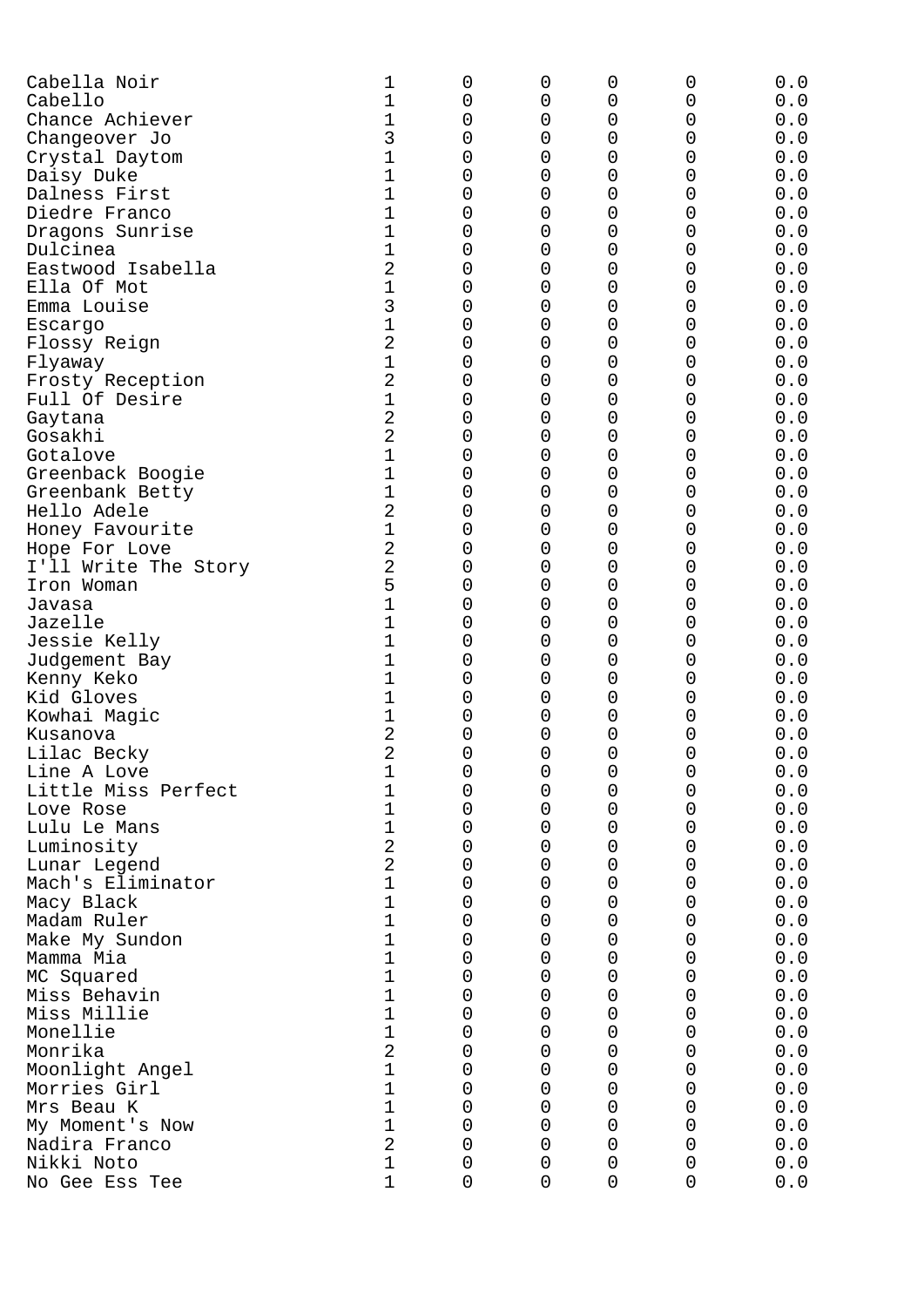| | | | | | | |
|---|---|---|---|---|---|---|
| Cabella Noir | 1 | 0 | 0 | 0 | 0 | 0.0 |
| Cabello | 1 | 0 | 0 | 0 | 0 | 0.0 |
| Chance Achiever | 1 | 0 | 0 | 0 | 0 | 0.0 |
| Changeover Jo | 3 | 0 | 0 | 0 | 0 | 0.0 |
| Crystal Daytom | 1 | 0 | 0 | 0 | 0 | 0.0 |
| Daisy Duke | 1 | 0 | 0 | 0 | 0 | 0.0 |
| Dalness First | 1 | 0 | 0 | 0 | 0 | 0.0 |
| Diedre Franco | 1 | 0 | 0 | 0 | 0 | 0.0 |
| Dragons Sunrise | 1 | 0 | 0 | 0 | 0 | 0.0 |
| Dulcinea | 1 | 0 | 0 | 0 | 0 | 0.0 |
| Eastwood Isabella | 2 | 0 | 0 | 0 | 0 | 0.0 |
| Ella Of Mot | 1 | 0 | 0 | 0 | 0 | 0.0 |
| Emma Louise | 3 | 0 | 0 | 0 | 0 | 0.0 |
| Escargo | 1 | 0 | 0 | 0 | 0 | 0.0 |
| Flossy Reign | 2 | 0 | 0 | 0 | 0 | 0.0 |
| Flyaway | 1 | 0 | 0 | 0 | 0 | 0.0 |
| Frosty Reception | 2 | 0 | 0 | 0 | 0 | 0.0 |
| Full Of Desire | 1 | 0 | 0 | 0 | 0 | 0.0 |
| Gaytana | 2 | 0 | 0 | 0 | 0 | 0.0 |
| Gosakhi | 2 | 0 | 0 | 0 | 0 | 0.0 |
| Gotalove | 1 | 0 | 0 | 0 | 0 | 0.0 |
| Greenback Boogie | 1 | 0 | 0 | 0 | 0 | 0.0 |
| Greenbank Betty | 1 | 0 | 0 | 0 | 0 | 0.0 |
| Hello Adele | 2 | 0 | 0 | 0 | 0 | 0.0 |
| Honey Favourite | 1 | 0 | 0 | 0 | 0 | 0.0 |
| Hope For Love | 2 | 0 | 0 | 0 | 0 | 0.0 |
| I'll Write The Story | 2 | 0 | 0 | 0 | 0 | 0.0 |
| Iron Woman | 5 | 0 | 0 | 0 | 0 | 0.0 |
| Javasa | 1 | 0 | 0 | 0 | 0 | 0.0 |
| Jazelle | 1 | 0 | 0 | 0 | 0 | 0.0 |
| Jessie Kelly | 1 | 0 | 0 | 0 | 0 | 0.0 |
| Judgement Bay | 1 | 0 | 0 | 0 | 0 | 0.0 |
| Kenny Keko | 1 | 0 | 0 | 0 | 0 | 0.0 |
| Kid Gloves | 1 | 0 | 0 | 0 | 0 | 0.0 |
| Kowhai Magic | 1 | 0 | 0 | 0 | 0 | 0.0 |
| Kusanova | 2 | 0 | 0 | 0 | 0 | 0.0 |
| Lilac Becky | 2 | 0 | 0 | 0 | 0 | 0.0 |
| Line A Love | 1 | 0 | 0 | 0 | 0 | 0.0 |
| Little Miss Perfect | 1 | 0 | 0 | 0 | 0 | 0.0 |
| Love Rose | 1 | 0 | 0 | 0 | 0 | 0.0 |
| Lulu Le Mans | 1 | 0 | 0 | 0 | 0 | 0.0 |
| Luminosity | 2 | 0 | 0 | 0 | 0 | 0.0 |
| Lunar Legend | 2 | 0 | 0 | 0 | 0 | 0.0 |
| Mach's Eliminator | 1 | 0 | 0 | 0 | 0 | 0.0 |
| Macy Black | 1 | 0 | 0 | 0 | 0 | 0.0 |
| Madam Ruler | 1 | 0 | 0 | 0 | 0 | 0.0 |
| Make My Sundon | 1 | 0 | 0 | 0 | 0 | 0.0 |
| Mamma Mia | 1 | 0 | 0 | 0 | 0 | 0.0 |
| MC Squared | 1 | 0 | 0 | 0 | 0 | 0.0 |
| Miss Behavin | 1 | 0 | 0 | 0 | 0 | 0.0 |
| Miss Millie | 1 | 0 | 0 | 0 | 0 | 0.0 |
| Monellie | 1 | 0 | 0 | 0 | 0 | 0.0 |
| Monrika | 2 | 0 | 0 | 0 | 0 | 0.0 |
| Moonlight Angel | 1 | 0 | 0 | 0 | 0 | 0.0 |
| Morries Girl | 1 | 0 | 0 | 0 | 0 | 0.0 |
| Mrs Beau K | 1 | 0 | 0 | 0 | 0 | 0.0 |
| My Moment's Now | 1 | 0 | 0 | 0 | 0 | 0.0 |
| Nadira Franco | 2 | 0 | 0 | 0 | 0 | 0.0 |
| Nikki Noto | 1 | 0 | 0 | 0 | 0 | 0.0 |
| No Gee Ess Tee | 1 | 0 | 0 | 0 | 0 | 0.0 |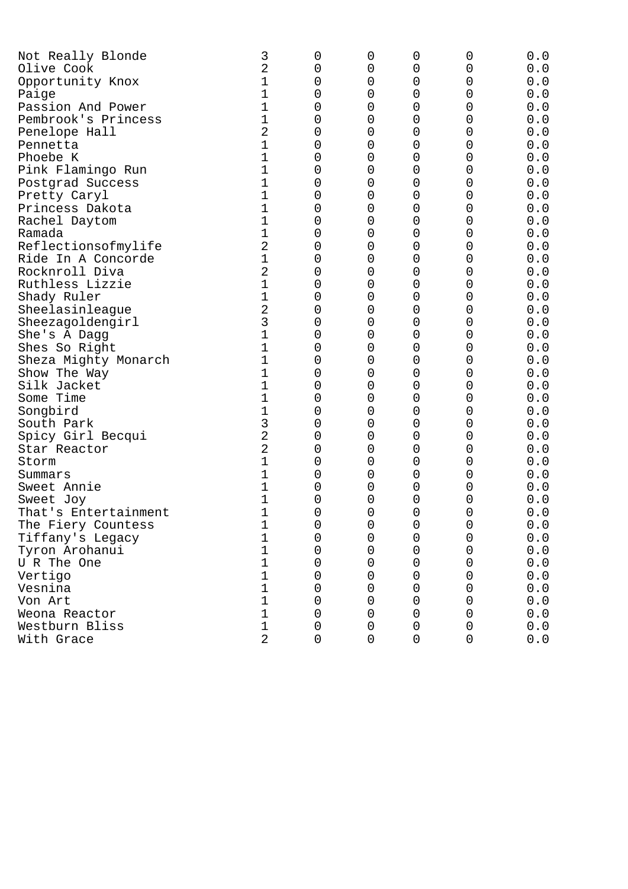| | | | | | | |
|---|---|---|---|---|---|---|
| Not Really Blonde | 3 | 0 | 0 | 0 | 0 | 0.0 |
| Olive Cook | 2 | 0 | 0 | 0 | 0 | 0.0 |
| Opportunity Knox | 1 | 0 | 0 | 0 | 0 | 0.0 |
| Paige | 1 | 0 | 0 | 0 | 0 | 0.0 |
| Passion And Power | 1 | 0 | 0 | 0 | 0 | 0.0 |
| Pembrook's Princess | 1 | 0 | 0 | 0 | 0 | 0.0 |
| Penelope Hall | 2 | 0 | 0 | 0 | 0 | 0.0 |
| Pennetta | 1 | 0 | 0 | 0 | 0 | 0.0 |
| Phoebe K | 1 | 0 | 0 | 0 | 0 | 0.0 |
| Pink Flamingo Run | 1 | 0 | 0 | 0 | 0 | 0.0 |
| Postgrad Success | 1 | 0 | 0 | 0 | 0 | 0.0 |
| Pretty Caryl | 1 | 0 | 0 | 0 | 0 | 0.0 |
| Princess Dakota | 1 | 0 | 0 | 0 | 0 | 0.0 |
| Rachel Daytom | 1 | 0 | 0 | 0 | 0 | 0.0 |
| Ramada | 1 | 0 | 0 | 0 | 0 | 0.0 |
| Reflectionsofmylife | 2 | 0 | 0 | 0 | 0 | 0.0 |
| Ride In A Concorde | 1 | 0 | 0 | 0 | 0 | 0.0 |
| Rocknroll Diva | 2 | 0 | 0 | 0 | 0 | 0.0 |
| Ruthless Lizzie | 1 | 0 | 0 | 0 | 0 | 0.0 |
| Shady Ruler | 1 | 0 | 0 | 0 | 0 | 0.0 |
| Sheelasinleague | 2 | 0 | 0 | 0 | 0 | 0.0 |
| Sheezagoldengirl | 3 | 0 | 0 | 0 | 0 | 0.0 |
| She's A Dagg | 1 | 0 | 0 | 0 | 0 | 0.0 |
| Shes So Right | 1 | 0 | 0 | 0 | 0 | 0.0 |
| Sheza Mighty Monarch | 1 | 0 | 0 | 0 | 0 | 0.0 |
| Show The Way | 1 | 0 | 0 | 0 | 0 | 0.0 |
| Silk Jacket | 1 | 0 | 0 | 0 | 0 | 0.0 |
| Some Time | 1 | 0 | 0 | 0 | 0 | 0.0 |
| Songbird | 1 | 0 | 0 | 0 | 0 | 0.0 |
| South Park | 3 | 0 | 0 | 0 | 0 | 0.0 |
| Spicy Girl Becqui | 2 | 0 | 0 | 0 | 0 | 0.0 |
| Star Reactor | 2 | 0 | 0 | 0 | 0 | 0.0 |
| Storm | 1 | 0 | 0 | 0 | 0 | 0.0 |
| Summars | 1 | 0 | 0 | 0 | 0 | 0.0 |
| Sweet Annie | 1 | 0 | 0 | 0 | 0 | 0.0 |
| Sweet Joy | 1 | 0 | 0 | 0 | 0 | 0.0 |
| That's Entertainment | 1 | 0 | 0 | 0 | 0 | 0.0 |
| The Fiery Countess | 1 | 0 | 0 | 0 | 0 | 0.0 |
| Tiffany's Legacy | 1 | 0 | 0 | 0 | 0 | 0.0 |
| Tyron Arohanui | 1 | 0 | 0 | 0 | 0 | 0.0 |
| U R The One | 1 | 0 | 0 | 0 | 0 | 0.0 |
| Vertigo | 1 | 0 | 0 | 0 | 0 | 0.0 |
| Vesnina | 1 | 0 | 0 | 0 | 0 | 0.0 |
| Von Art | 1 | 0 | 0 | 0 | 0 | 0.0 |
| Weona Reactor | 1 | 0 | 0 | 0 | 0 | 0.0 |
| Westburn Bliss | 1 | 0 | 0 | 0 | 0 | 0.0 |
| With Grace | 2 | 0 | 0 | 0 | 0 | 0.0 |